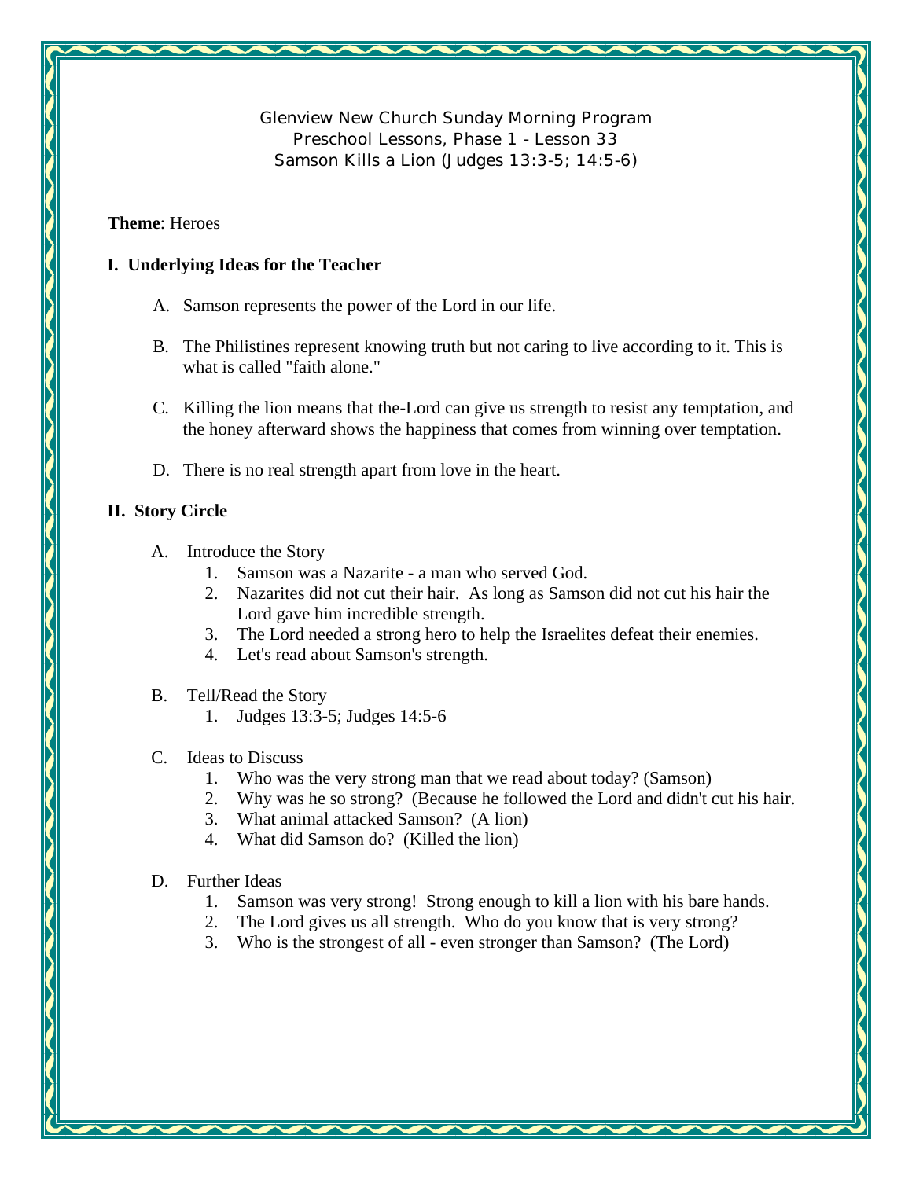Glenview New Church Sunday Morning Program
Preschool Lessons, Phase 1 - Lesson 33
Samson Kills a Lion (Judges 13:3-5; 14:5-6)

**Theme**: Heroes

## I. Underlying Ideas for the Teacher

A. Samson represents the power of the Lord in our life.

B. The Philistines represent knowing truth but not caring to live according to it. This is what is called "faith alone."

C. Killing the lion means that the-Lord can give us strength to resist any temptation, and the honey afterward shows the happiness that comes from winning over temptation.

D. There is no real strength apart from love in the heart.

## II. Story Circle

A. Introduce the Story
   1. Samson was a Nazarite - a man who served God.
   2. Nazarites did not cut their hair. As long as Samson did not cut his hair the Lord gave him incredible strength.
   3. The Lord needed a strong hero to help the Israelites defeat their enemies.
   4. Let's read about Samson's strength.

B. Tell/Read the Story
   1. Judges 13:3-5; Judges 14:5-6

C. Ideas to Discuss
   1. Who was the very strong man that we read about today? (Samson)
   2. Why was he so strong? (Because he followed the Lord and didn't cut his hair.
   3. What animal attacked Samson? (A lion)
   4. What did Samson do? (Killed the lion)

D. Further Ideas
   1. Samson was very strong! Strong enough to kill a lion with his bare hands.
   2. The Lord gives us all strength. Who do you know that is very strong?
   3. Who is the strongest of all - even stronger than Samson? (The Lord)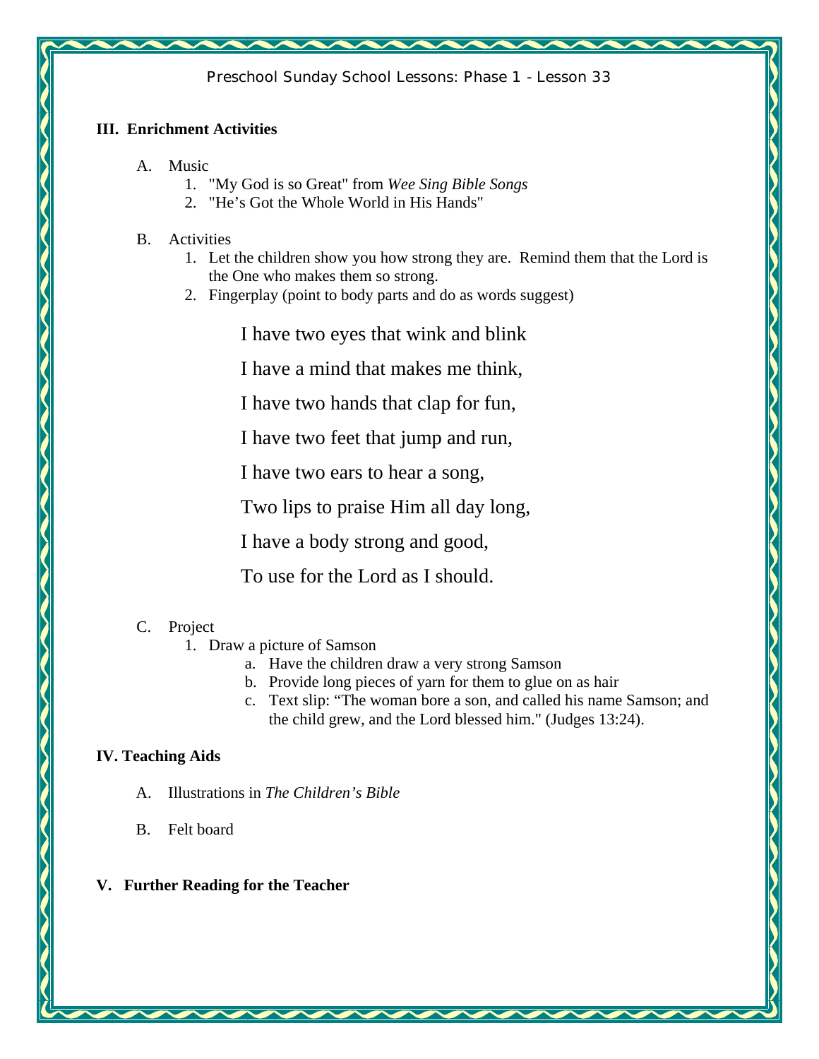## III. Enrichment Activities

A. Music

1. "My God is so Great" from *Wee Sing Bible Songs*
2. "He's Got the Whole World in His Hands"

B. Activities

1. Let the children show you how strong they are. Remind them that the Lord is the One who makes them so strong.
2. Fingerplay (point to body parts and do as words suggest)

> I have two eyes that wink and blink
>
> I have a mind that makes me think,
>
> I have two hands that clap for fun,
>
> I have two feet that jump and run,
>
> I have two ears to hear a song,
>
> Two lips to praise Him all day long,
>
> I have a body strong and good,
>
> To use for the Lord as I should.

C. Project

1. Draw a picture of Samson
   a. Have the children draw a very strong Samson
   b. Provide long pieces of yarn for them to glue on as hair
   c. Text slip: "The woman bore a son, and called his name Samson; and the child grew, and the Lord blessed him." (Judges 13:24).

## IV. Teaching Aids

A. Illustrations in *The Children's Bible*

B. Felt board

## V. Further Reading for the Teacher